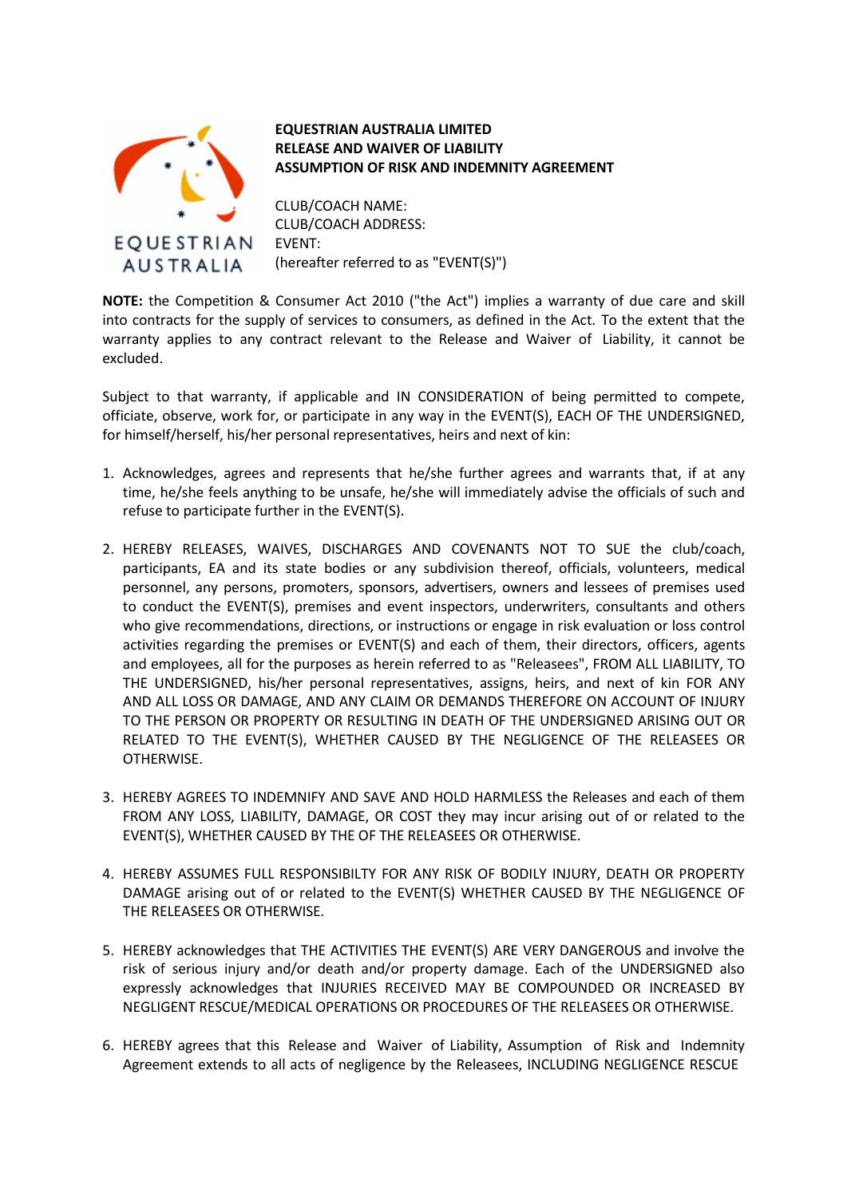EQUESTRIAN AUSTRALIA

**EQUESTRIAN AUSTRALIA LIMITED**
**RELEASE AND WAIVER OF LIABILITY**
**ASSUMPTION OF RISK AND INDEMNITY AGREEMENT**

CLUB/COACH NAME:
CLUB/COACH ADDRESS:
EVENT:
(hereafter referred to as "EVENT(S)")

**NOTE:** the Competition & Consumer Act 2010 ("the Act") implies a warranty of due care and skill into contracts for the supply of services to consumers, as defined in the Act. To the extent that the warranty applies to any contract relevant to the Release and Waiver of Liability, it cannot be excluded.

Subject to that warranty, if applicable and IN CONSIDERATION of being permitted to compete, officiate, observe, work for, or participate in any way in the EVENT(S), EACH OF THE UNDERSIGNED, for himself/herself, his/her personal representatives, heirs and next of kin:

1. Acknowledges, agrees and represents that he/she further agrees and warrants that, if at any time, he/she feels anything to be unsafe, he/she will immediately advise the officials of such and refuse to participate further in the EVENT(S).

2. HEREBY RELEASES, WAIVES, DISCHARGES AND COVENANTS NOT TO SUE the club/coach, participants, EA and its state bodies or any subdivision thereof, officials, volunteers, medical personnel, any persons, promoters, sponsors, advertisers, owners and lessees of premises used to conduct the EVENT(S), premises and event inspectors, underwriters, consultants and others who give recommendations, directions, or instructions or engage in risk evaluation or loss control activities regarding the premises or EVENT(S) and each of them, their directors, officers, agents and employees, all for the purposes as herein referred to as "Releasees", FROM ALL LIABILITY, TO THE UNDERSIGNED, his/her personal representatives, assigns, heirs, and next of kin FOR ANY AND ALL LOSS OR DAMAGE, AND ANY CLAIM OR DEMANDS THEREFORE ON ACCOUNT OF INJURY TO THE PERSON OR PROPERTY OR RESULTING IN DEATH OF THE UNDERSIGNED ARISING OUT OR RELATED TO THE EVENT(S), WHETHER CAUSED BY THE NEGLIGENCE OF THE RELEASEES OR OTHERWISE.

3. HEREBY AGREES TO INDEMNIFY AND SAVE AND HOLD HARMLESS the Releases and each of them FROM ANY LOSS, LIABILITY, DAMAGE, OR COST they may incur arising out of or related to the EVENT(S), WHETHER CAUSED BY THE OF THE RELEASEES OR OTHERWISE.

4. HEREBY ASSUMES FULL RESPONSIBILTY FOR ANY RISK OF BODILY INJURY, DEATH OR PROPERTY DAMAGE arising out of or related to the EVENT(S) WHETHER CAUSED BY THE NEGLIGENCE OF THE RELEASEES OR OTHERWISE.

5. HEREBY acknowledges that THE ACTIVITIES THE EVENT(S) ARE VERY DANGEROUS and involve the risk of serious injury and/or death and/or property damage. Each of the UNDERSIGNED also expressly acknowledges that INJURIES RECEIVED MAY BE COMPOUNDED OR INCREASED BY NEGLIGENT RESCUE/MEDICAL OPERATIONS OR PROCEDURES OF THE RELEASEES OR OTHERWISE.

6. HEREBY agrees that this Release and Waiver of Liability, Assumption of Risk and Indemnity Agreement extends to all acts of negligence by the Releasees, INCLUDING NEGLIGENCE RESCUE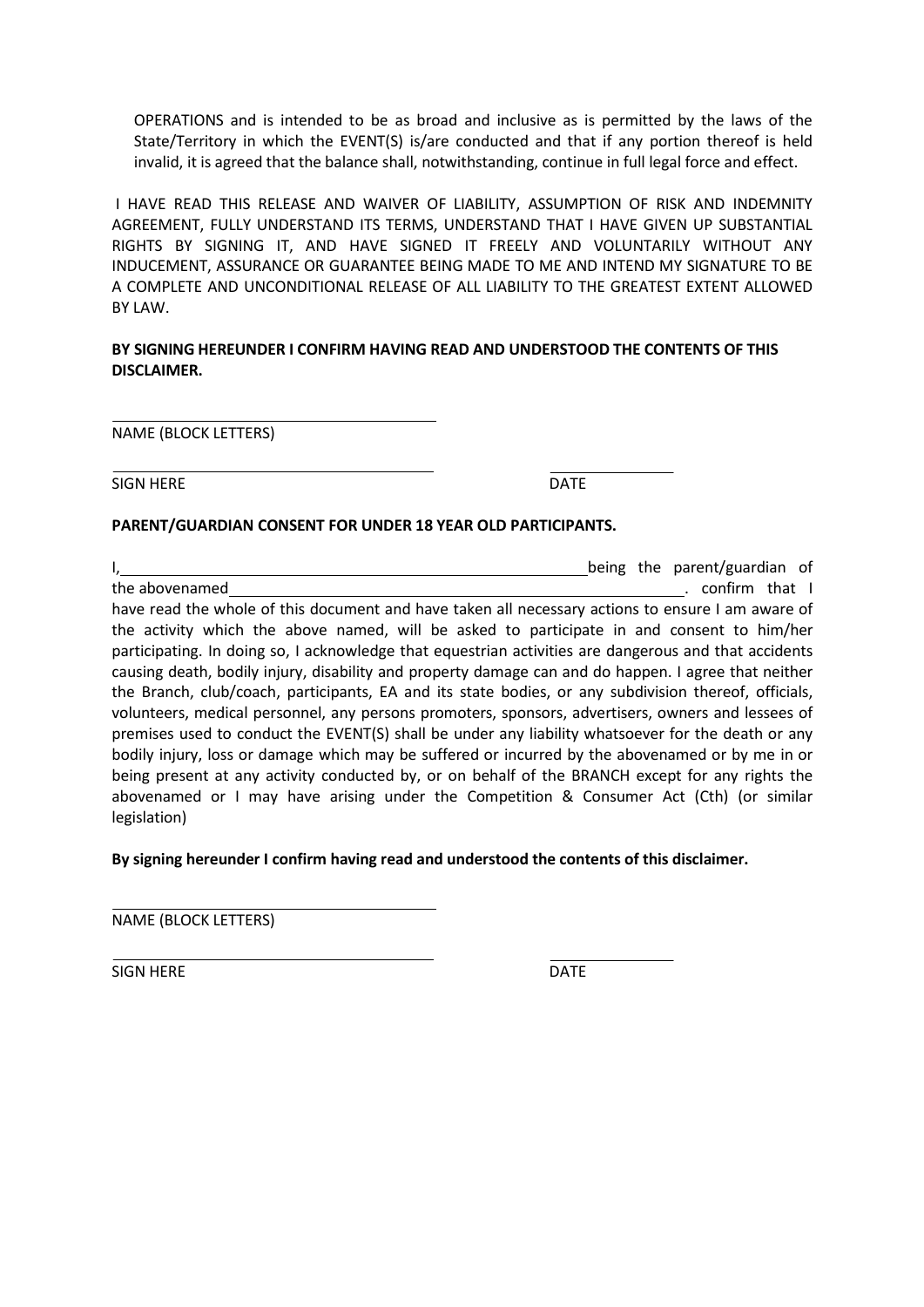OPERATIONS and is intended to be as broad and inclusive as is permitted by the laws of the State/Territory in which the EVENT(S) is/are conducted and that if any portion thereof is held invalid, it is agreed that the balance shall, notwithstanding, continue in full legal force and effect.

I HAVE READ THIS RELEASE AND WAIVER OF LIABILITY, ASSUMPTION OF RISK AND INDEMNITY AGREEMENT, FULLY UNDERSTAND ITS TERMS, UNDERSTAND THAT I HAVE GIVEN UP SUBSTANTIAL RIGHTS BY SIGNING IT, AND HAVE SIGNED IT FREELY AND VOLUNTARILY WITHOUT ANY INDUCEMENT, ASSURANCE OR GUARANTEE BEING MADE TO ME AND INTEND MY SIGNATURE TO BE A COMPLETE AND UNCONDITIONAL RELEASE OF ALL LIABILITY TO THE GREATEST EXTENT ALLOWED BY LAW.

**BY SIGNING HEREUNDER I CONFIRM HAVING READ AND UNDERSTOOD THE CONTENTS OF THIS DISCLAIMER.**

\_\_\_\_\_\_\_\_\_\_\_\_\_\_\_\_\_\_\_\_\_\_\_\_\_\_\_\_\_\_\_\_\_\_\_\_

NAME (BLOCK LETTERS)

\_\_\_\_\_\_\_\_\_\_\_\_\_\_\_\_\_\_\_\_\_\_\_\_\_\_\_\_\_\_\_\_\_\_\_\_ \_\_\_\_\_\_\_\_\_\_\_\_\_\_

SIGN HERE DATE

**PARENT/GUARDIAN CONSENT FOR UNDER 18 YEAR OLD PARTICIPANTS.**

I,\_\_\_\_\_\_\_\_\_\_\_\_\_\_\_\_\_\_\_\_\_\_\_\_\_\_\_\_\_\_\_\_\_\_\_\_\_\_\_\_\_\_\_\_\_\_\_\_\_\_ being the parent/guardian of the abovenamed\_\_\_\_\_\_\_\_\_\_\_\_\_\_\_\_\_\_\_\_\_\_\_\_\_\_\_\_\_\_\_\_\_\_\_\_\_\_\_\_\_\_\_\_\_\_\_\_. confirm that I have read the whole of this document and have taken all necessary actions to ensure I am aware of the activity which the above named, will be asked to participate in and consent to him/her participating. In doing so, I acknowledge that equestrian activities are dangerous and that accidents causing death, bodily injury, disability and property damage can and do happen. I agree that neither the Branch, club/coach, participants, EA and its state bodies, or any subdivision thereof, officials, volunteers, medical personnel, any persons promoters, sponsors, advertisers, owners and lessees of premises used to conduct the EVENT(S) shall be under any liability whatsoever for the death or any bodily injury, loss or damage which may be suffered or incurred by the abovenamed or by me in or being present at any activity conducted by, or on behalf of the BRANCH except for any rights the abovenamed or I may have arising under the Competition & Consumer Act (Cth) (or similar legislation)

**By signing hereunder I confirm having read and understood the contents of this disclaimer.**

\_\_\_\_\_\_\_\_\_\_\_\_\_\_\_\_\_\_\_\_\_\_\_\_\_\_\_\_\_\_\_\_\_\_\_\_

NAME (BLOCK LETTERS)

\_\_\_\_\_\_\_\_\_\_\_\_\_\_\_\_\_\_\_\_\_\_\_\_\_\_\_\_\_\_\_\_\_\_\_\_ \_\_\_\_\_\_\_\_\_\_\_\_\_\_

SIGN HERE DATE